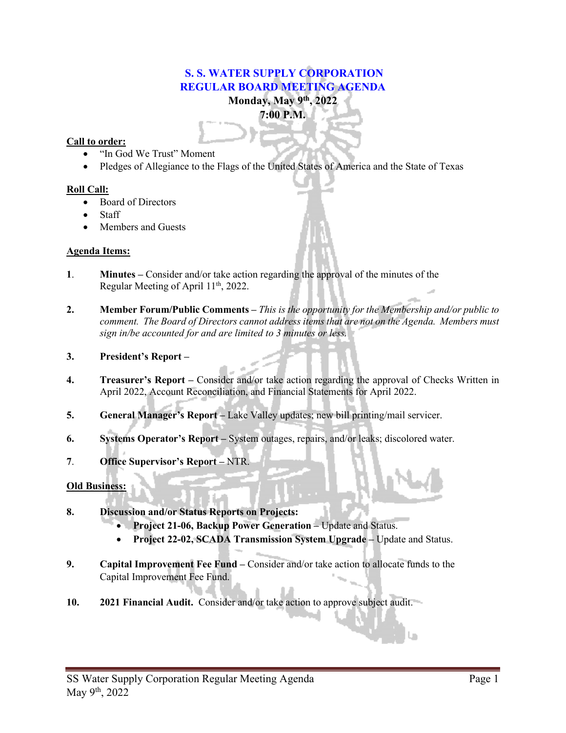# S. S. WATER SUPPLY CORPORATION
# REGULAR BOARD MEETING AGENDA

**Monday, May 9th, 2022**
**7:00 P.M.**

**Call to order:**

- "In God We Trust" Moment
- Pledges of Allegiance to the Flags of the United States of America and the State of Texas

**Roll Call:**

- Board of Directors
- Staff
- Members and Guests

**Agenda Items:**

**1**. **Minutes –** Consider and/or take action regarding the approval of the minutes of the Regular Meeting of April 11th, 2022.

**2.** **Member Forum/Public Comments –** *This is the opportunity for the Membership and/or public to comment. The Board of Directors cannot address items that are not on the Agenda. Members must sign in/be accounted for and are limited to 3 minutes or less.*

**3.** **President's Report –**

**4.** **Treasurer's Report –** Consider and/or take action regarding the approval of Checks Written in April 2022, Account Reconciliation, and Financial Statements for April 2022.

**5.** **General Manager's Report –** Lake Valley updates; new bill printing/mail servicer.

**6.** **Systems Operator's Report –** System outages, repairs, and/or leaks; discolored water.

**7**. **Office Supervisor's Report –** NTR.

**Old Business:**

**8.** **Discussion and/or Status Reports on Projects:**

- **Project 21-06, Backup Power Generation –** Update and Status.
- **Project 22-02, SCADA Transmission System Upgrade –** Update and Status.

**9.** **Capital Improvement Fee Fund –** Consider and/or take action to allocate funds to the Capital Improvement Fee Fund.

**10.** **2021 Financial Audit.** Consider and/or take action to approve subject audit.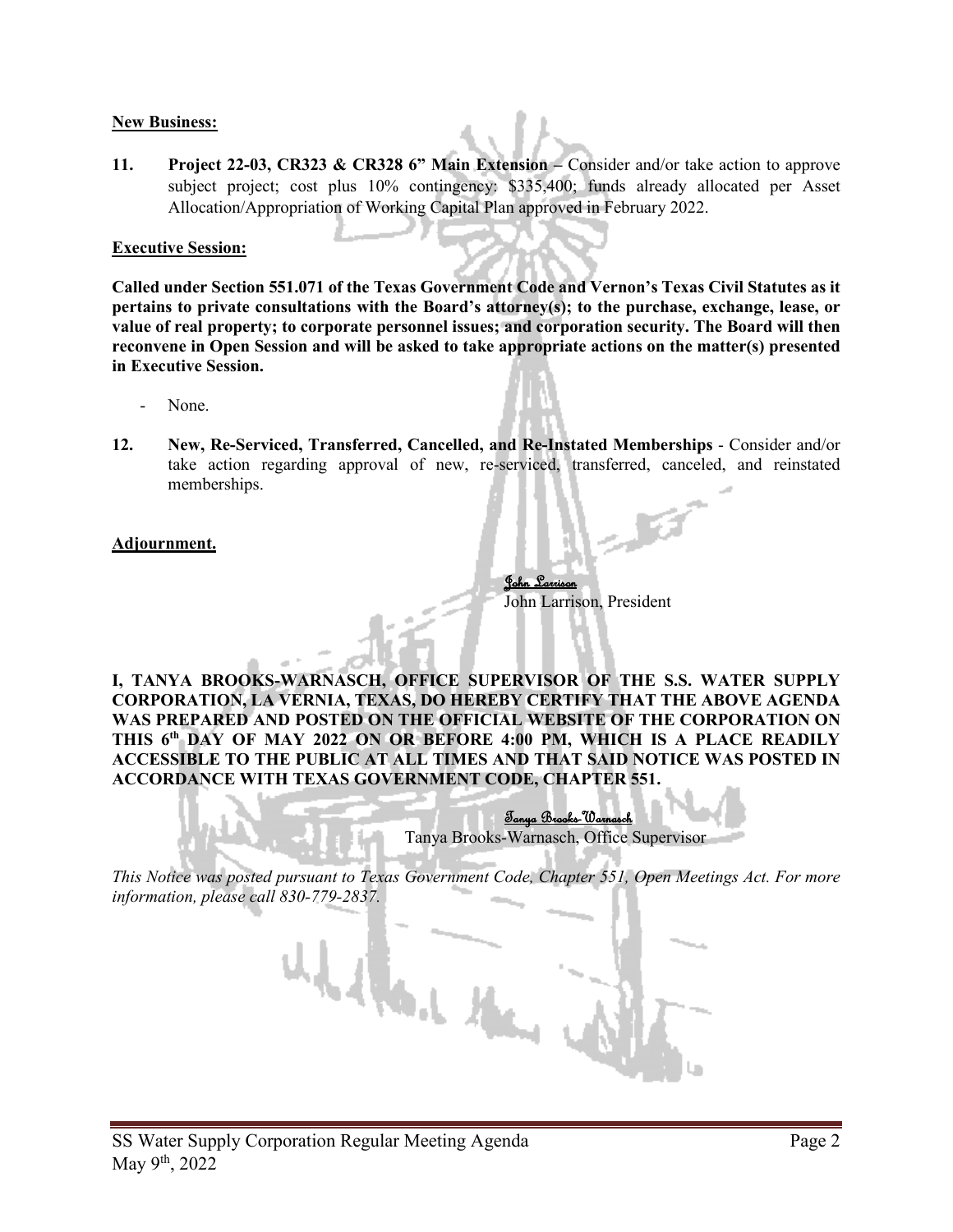**New Business:**

**11.** **Project 22-03, CR323 & CR328 6" Main Extension –** Consider and/or take action to approve subject project; cost plus 10% contingency: $335,400; funds already allocated per Asset Allocation/Appropriation of Working Capital Plan approved in February 2022.

**Executive Session:**

**Called under Section 551.071 of the Texas Government Code and Vernon's Texas Civil Statutes as it pertains to private consultations with the Board's attorney(s); to the purchase, exchange, lease, or value of real property; to corporate personnel issues; and corporation security. The Board will then reconvene in Open Session and will be asked to take appropriate actions on the matter(s) presented in Executive Session.**

- None.

**12.** **New, Re-Serviced, Transferred, Cancelled, and Re-Instated Memberships** - Consider and/or take action regarding approval of new, re-serviced, transferred, canceled, and reinstated memberships.

**Adjournment.**

John Larrison
John Larrison, President

**I, TANYA BROOKS-WARNASCH, OFFICE SUPERVISOR OF THE S.S. WATER SUPPLY CORPORATION, LA VERNIA, TEXAS, DO HEREBY CERTIFY THAT THE ABOVE AGENDA WAS PREPARED AND POSTED ON THE OFFICIAL WEBSITE OF THE CORPORATION ON THIS 6th DAY OF MAY 2022 ON OR BEFORE 4:00 PM, WHICH IS A PLACE READILY ACCESSIBLE TO THE PUBLIC AT ALL TIMES AND THAT SAID NOTICE WAS POSTED IN ACCORDANCE WITH TEXAS GOVERNMENT CODE, CHAPTER 551.**

Tanya Brooks-Warnasch
Tanya Brooks-Warnasch, Office Supervisor

*This Notice was posted pursuant to Texas Government Code, Chapter 551, Open Meetings Act. For more information, please call 830-779-2837.*